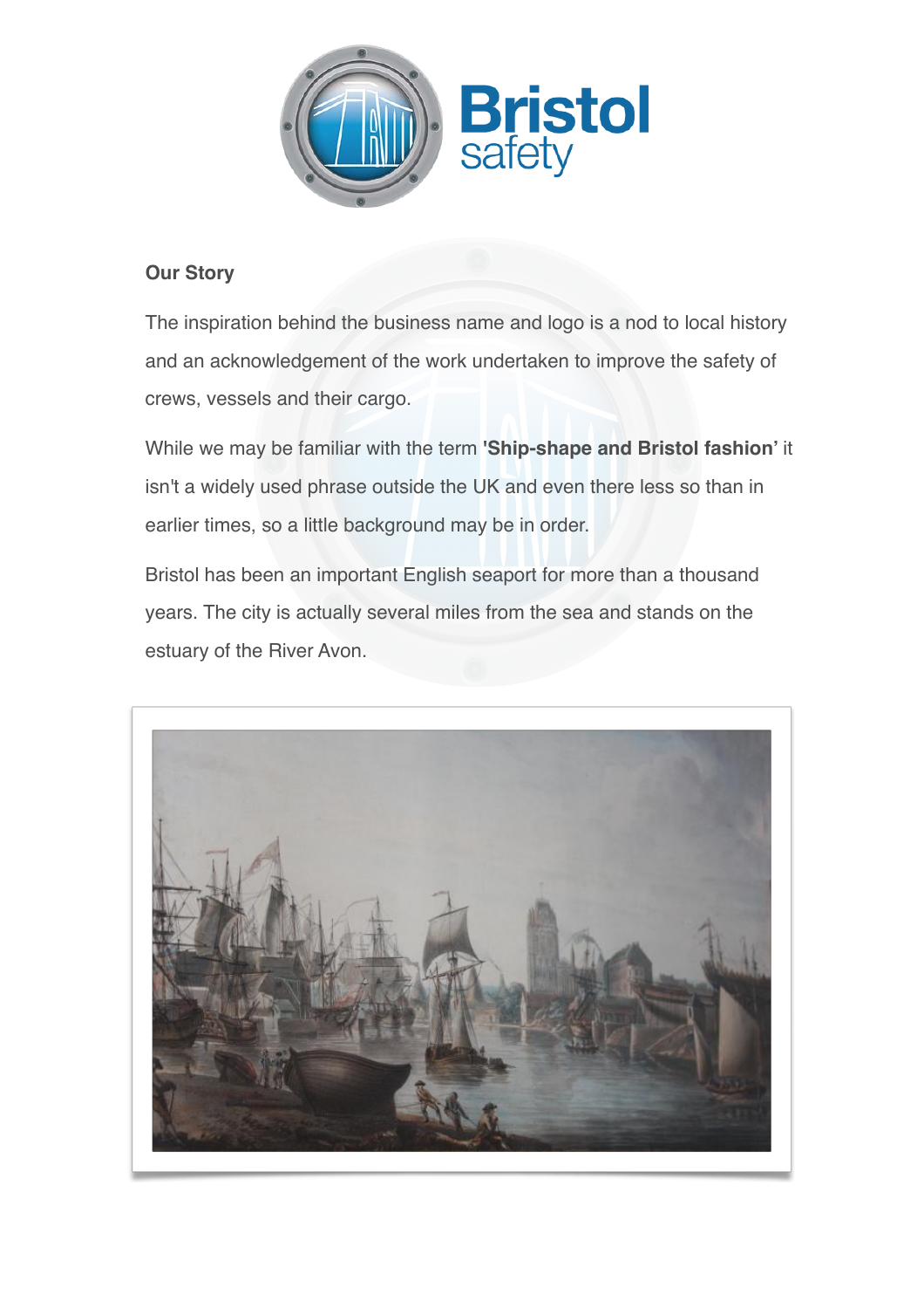Bristol safety

## Our Story

The inspiration behind the business name and logo is a nod to local history and an acknowledgement of the work undertaken to improve the safety of crews, vessels and their cargo.

While we may be familiar with the term **'Ship-shape and Bristol fashion'** it isn't a widely used phrase outside the UK and even there less so than in earlier times, so a little background may be in order.

Bristol has been an important English seaport for more than a thousand years. The city is actually several miles from the sea and stands on the estuary of the River Avon.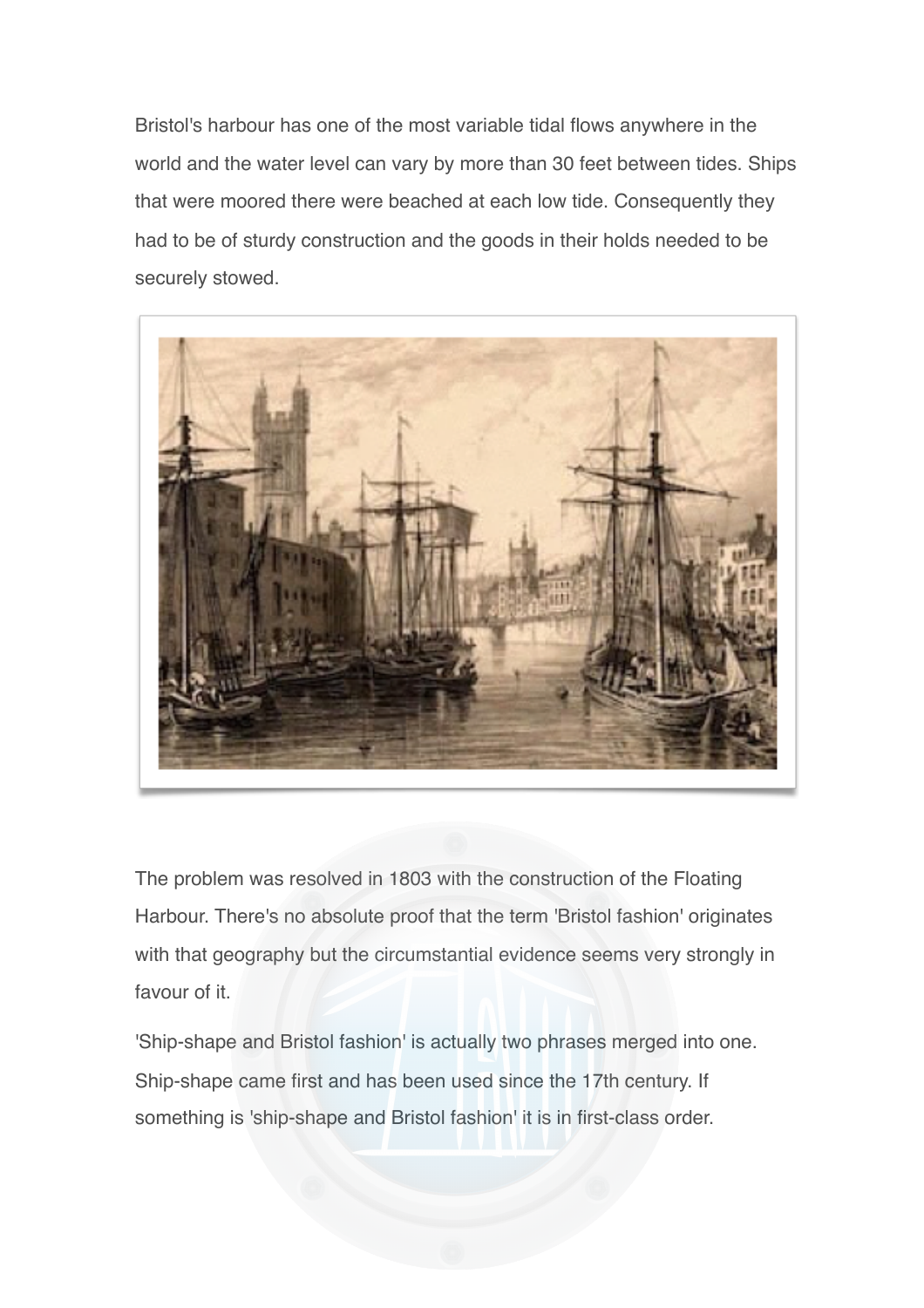Bristol's harbour has one of the most variable tidal flows anywhere in the world and the water level can vary by more than 30 feet between tides. Ships that were moored there were beached at each low tide. Consequently they had to be of sturdy construction and the goods in their holds needed to be securely stowed.

The problem was resolved in 1803 with the construction of the Floating Harbour. There's no absolute proof that the term 'Bristol fashion' originates with that geography but the circumstantial evidence seems very strongly in favour of it.

'Ship-shape and Bristol fashion' is actually two phrases merged into one. Ship-shape came first and has been used since the 17th century. If something is 'ship-shape and Bristol fashion' it is in first-class order.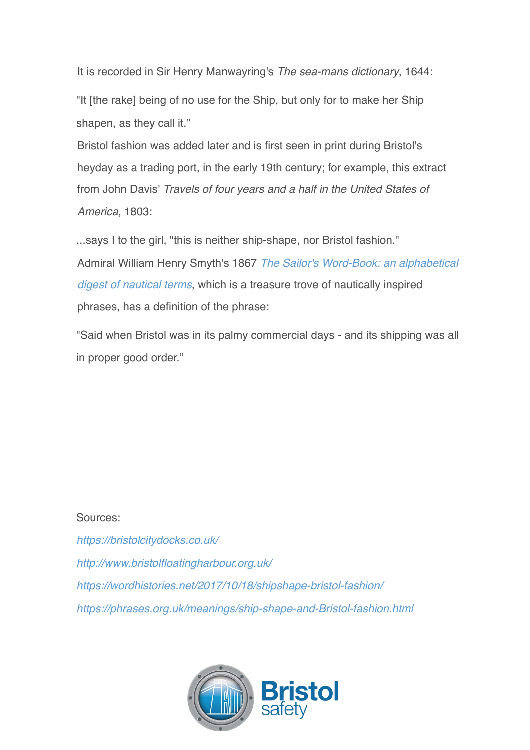It is recorded in Sir Henry Manwayring's *The sea-mans dictionary*, 1644:

"It [the rake] being of no use for the Ship, but only for to make her Ship shapen, as they call it."

Bristol fashion was added later and is first seen in print during Bristol's heyday as a trading port, in the early 19th century; for example, this extract from John Davis' *Travels of four years and a half in the United States of America*, 1803:

...says I to the girl, "this is neither ship-shape, nor Bristol fashion."

Admiral William Henry Smyth's 1867 *The Sailor's Word-Book: an alphabetical digest of nautical terms*, which is a treasure trove of nautically inspired phrases, has a definition of the phrase:

"Said when Bristol was in its palmy commercial days - and its shipping was all in proper good order."

Sources:

*https://bristolcitydocks.co.uk/*

*http://www.bristolfloatingharbour.org.uk/*

*https://wordhistories.net/2017/10/18/shipshape-bristol-fashion/*

*https://phrases.org.uk/meanings/ship-shape-and-Bristol-fashion.html*

Bristol safety